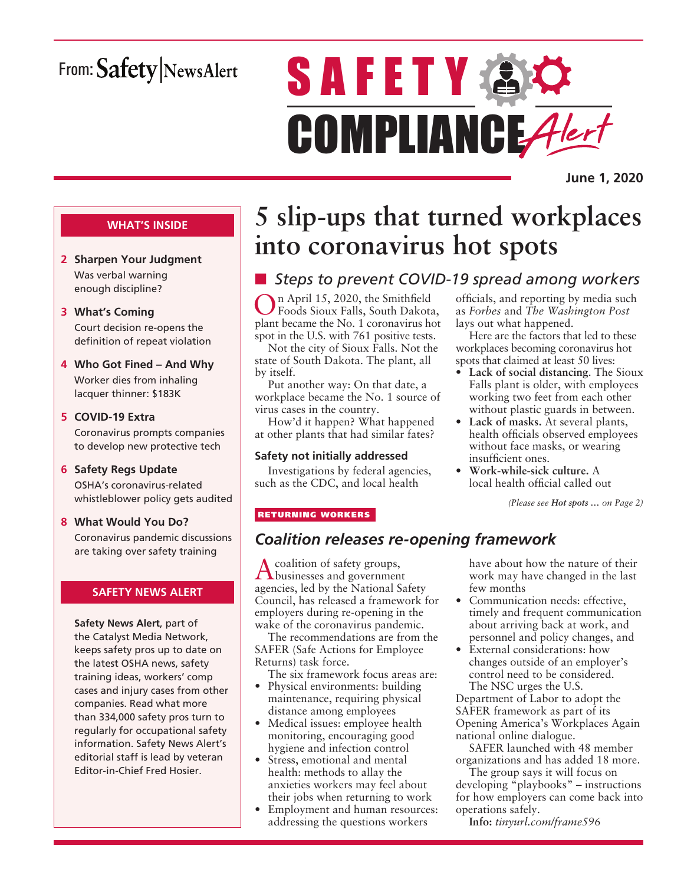From: Safety|NewsAlert

# SAFETY COMPLIANCE Alert

**June 1, 2020**

**WHAT'S INSIDE**

- **2 Sharpen Your Judgment** Was verbal warning enough discipline?
- **3 What's Coming** Court decision re-opens the definition of repeat violation
- **4 Who Got Fined – And Why** Worker dies from inhaling lacquer thinner: $183K
- **5 COVID-19 Extra** Coronavirus prompts companies to develop new protective tech
- **6 Safety Regs Update** OSHA's coronavirus-related whistleblower policy gets audited
- **8 What Would You Do?** Coronavirus pandemic discussions are taking over safety training

**SAFETY NEWS ALERT**

**Safety News Alert**, part of the Catalyst Media Network, keeps safety pros up to date on the latest OSHA news, safety training ideas, workers' comp cases and injury cases from other companies. Read what more than 334,000 safety pros turn to regularly for occupational safety information. Safety News Alert's editorial staff is lead by veteran Editor-in-Chief Fred Hosier.

# 5 slip-ups that turned workplaces into coronavirus hot spots

## *Steps to prevent COVID-19 spread among workers*

On April 15, 2020, the Smithfield Foods Sioux Falls, South Dakota, plant became the No. 1 coronavirus hot spot in the U.S. with 761 positive tests.

Not the city of Sioux Falls. Not the state of South Dakota. The plant, all by itself.

Put another way: On that date, a workplace became the No. 1 source of virus cases in the country.

How'd it happen? What happened at other plants that had similar fates?

### Safety not initially addressed

Investigations by federal agencies, such as the CDC, and local health officials, and reporting by media such as *Forbes* and *The Washington Post* lays out what happened.

Here are the factors that led to these workplaces becoming coronavirus hot spots that claimed at least 50 lives:

- **Lack of social distancing**. The Sioux Falls plant is older, with employees working two feet from each other without plastic guards in between.
- **Lack of masks.** At several plants, health officials observed employees without face masks, or wearing insufficient ones.
- **Work-while-sick culture.** A local health official called out

*(Please see **Hot spots …** on Page 2)*

RETURNING WORKERS

## *Coalition releases re-opening framework*

A coalition of safety groups, businesses and government agencies, led by the National Safety Council, has released a framework for employers during re-opening in the wake of the coronavirus pandemic.

The recommendations are from the SAFER (Safe Actions for Employee Returns) task force.

The six framework focus areas are:

- Physical environments: building maintenance, requiring physical distance among employees
- Medical issues: employee health monitoring, encouraging good hygiene and infection control
- Stress, emotional and mental health: methods to allay the anxieties workers may feel about their jobs when returning to work
- Employment and human resources: addressing the questions workers have about how the nature of their work may have changed in the last few months
- Communication needs: effective, timely and frequent communication about arriving back at work, and personnel and policy changes, and
- External considerations: how changes outside of an employer's control need to be considered.

The NSC urges the U.S. Department of Labor to adopt the SAFER framework as part of its Opening America's Workplaces Again national online dialogue.

SAFER launched with 48 member organizations and has added 18 more.

The group says it will focus on developing "playbooks" – instructions for how employers can come back into operations safely.

**Info:** *tinyurl.com/frame596*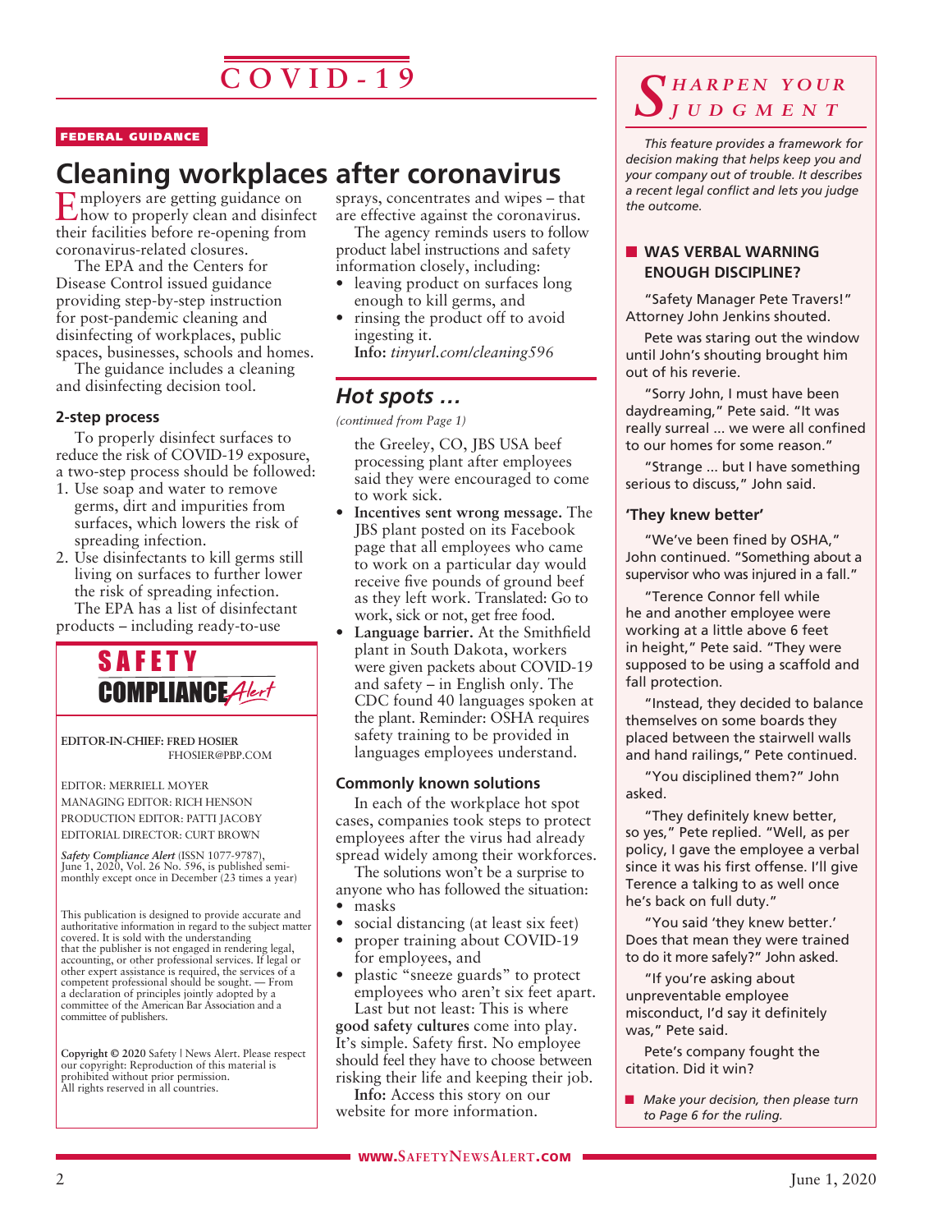# COVID-19

**FEDERAL GUIDANCE**

## Cleaning workplaces after coronavirus

Employers are getting guidance on how to properly clean and disinfect their facilities before re-opening from coronavirus-related closures.

The EPA and the Centers for Disease Control issued guidance providing step-by-step instruction for post-pandemic cleaning and disinfecting of workplaces, public spaces, businesses, schools and homes.

The guidance includes a cleaning and disinfecting decision tool.

### 2-step process

To properly disinfect surfaces to reduce the risk of COVID-19 exposure, a two-step process should be followed:

1. Use soap and water to remove germs, dirt and impurities from surfaces, which lowers the risk of spreading infection.
2. Use disinfectants to kill germs still living on surfaces to further lower the risk of spreading infection.

The EPA has a list of disinfectant products – including ready-to-use sprays, concentrates and wipes – that are effective against the coronavirus.

The agency reminds users to follow product label instructions and safety information closely, including:

- leaving product on surfaces long enough to kill germs, and
- rinsing the product off to avoid ingesting it.

**Info:** *tinyurl.com/cleaning596*

## *Hot spots …*

*(continued from Page 1)*

the Greeley, CO, JBS USA beef processing plant after employees said they were encouraged to come to work sick.

- **Incentives sent wrong message.** The JBS plant posted on its Facebook page that all employees who came to work on a particular day would receive five pounds of ground beef as they left work. Translated: Go to work, sick or not, get free food.
- **Language barrier.** At the Smithfield plant in South Dakota, workers were given packets about COVID-19 and safety – in English only. The CDC found 40 languages spoken at the plant. Reminder: OSHA requires safety training to be provided in languages employees understand.

### Commonly known solutions

In each of the workplace hot spot cases, companies took steps to protect employees after the virus had already spread widely among their workforces.

The solutions won't be a surprise to anyone who has followed the situation:

- masks
- social distancing (at least six feet)
- proper training about COVID-19 for employees, and
- plastic "sneeze guards" to protect employees who aren't six feet apart.

Last but not least: This is where **good safety cultures** come into play. It's simple. Safety first. No employee should feel they have to choose between risking their life and keeping their job.

**Info:** Access this story on our website for more information.

---

**SAFETY COMPLIANCE *Alert***

EDITOR-IN-CHIEF: FRED HOSIER
FHOSIER@PBP.COM

EDITOR: MERRIELL MOYER
MANAGING EDITOR: RICH HENSON
PRODUCTION EDITOR: PATTI JACOBY
EDITORIAL DIRECTOR: CURT BROWN

*Safety Compliance Alert* (ISSN 1077-9787), June 1, 2020, Vol. 26 No. 596, is published semi-monthly except once in December (23 times a year)

This publication is designed to provide accurate and authoritative information in regard to the subject matter covered. It is sold with the understanding that the publisher is not engaged in rendering legal, accounting, or other professional services. If legal or other expert assistance is required, the services of a competent professional should be sought. — From a declaration of principles jointly adopted by a committee of the American Bar Association and a committee of publishers.

**Copyright © 2020** Safety | News Alert. Please respect our copyright: Reproduction of this material is prohibited without prior permission. All rights reserved in all countries.

---

## *SHARPEN YOUR JUDGMENT*

*This feature provides a framework for decision making that helps keep you and your company out of trouble. It describes a recent legal conflict and lets you judge the outcome.*

### WAS VERBAL WARNING ENOUGH DISCIPLINE?

"Safety Manager Pete Travers!" Attorney John Jenkins shouted.

Pete was staring out the window until John's shouting brought him out of his reverie.

"Sorry John, I must have been daydreaming," Pete said. "It was really surreal ... we were all confined to our homes for some reason."

"Strange ... but I have something serious to discuss," John said.

### 'They knew better'

"We've been fined by OSHA," John continued. "Something about a supervisor who was injured in a fall."

"Terence Connor fell while he and another employee were working at a little above 6 feet in height," Pete said. "They were supposed to be using a scaffold and fall protection.

"Instead, they decided to balance themselves on some boards they placed between the stairwell walls and hand railings," Pete continued.

"You disciplined them?" John asked.

"They definitely knew better, so yes," Pete replied. "Well, as per policy, I gave the employee a verbal since it was his first offense. I'll give Terence a talking to as well once he's back on full duty."

"You said 'they knew better.' Does that mean they were trained to do it more safely?" John asked.

"If you're asking about unpreventable employee misconduct, I'd say it definitely was," Pete said.

Pete's company fought the citation. Did it win?

- *Make your decision, then please turn to Page 6 for the ruling.*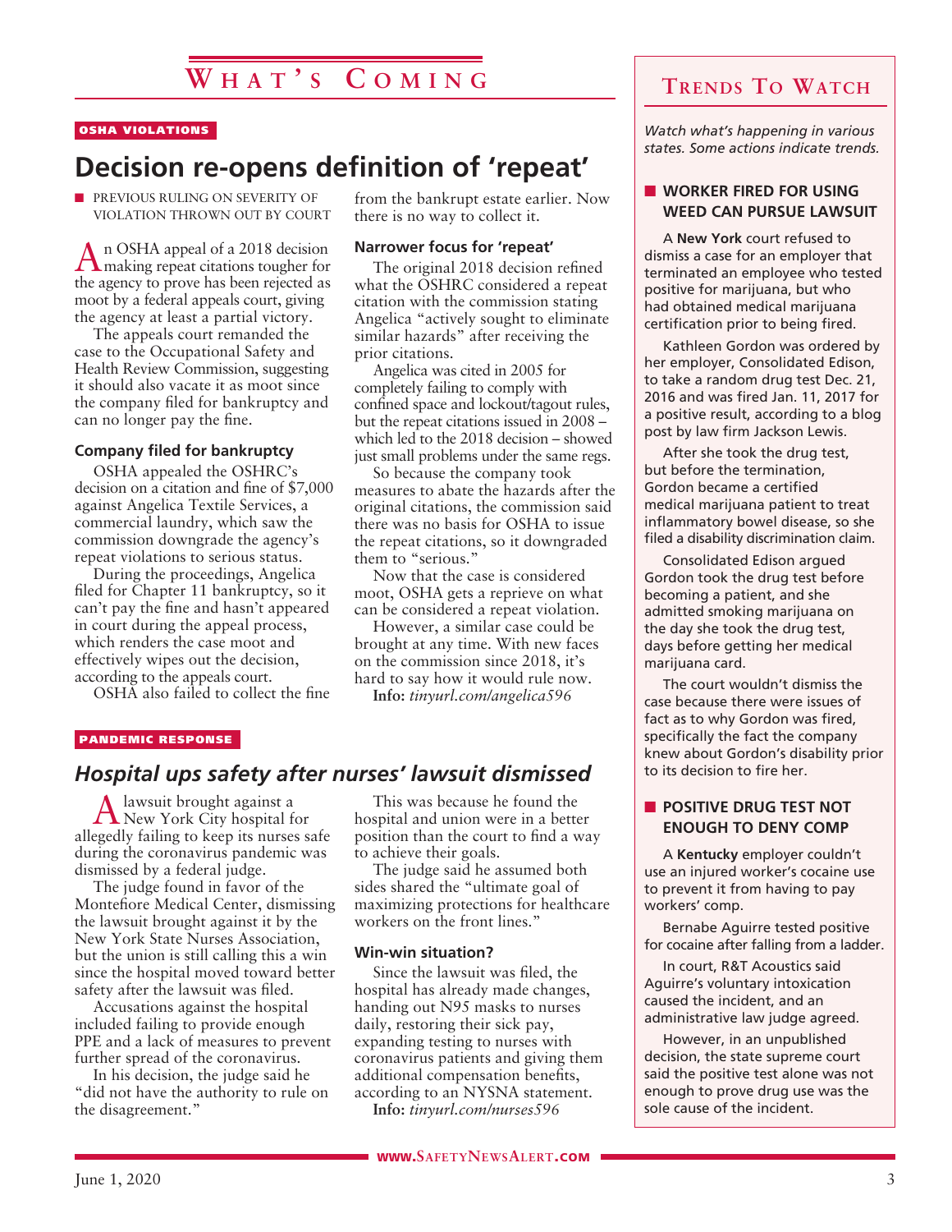# What's Coming

OSHA VIOLATIONS

## Decision re-opens definition of 'repeat'

■ PREVIOUS RULING ON SEVERITY OF VIOLATION THROWN OUT BY COURT

An OSHA appeal of a 2018 decision making repeat citations tougher for the agency to prove has been rejected as moot by a federal appeals court, giving the agency at least a partial victory.

The appeals court remanded the case to the Occupational Safety and Health Review Commission, suggesting it should also vacate it as moot since the company filed for bankruptcy and can no longer pay the fine.

### Company filed for bankruptcy

OSHA appealed the OSHRC's decision on a citation and fine of $7,000 against Angelica Textile Services, a commercial laundry, which saw the commission downgrade the agency's repeat violations to serious status.

During the proceedings, Angelica filed for Chapter 11 bankruptcy, so it can't pay the fine and hasn't appeared in court during the appeal process, which renders the case moot and effectively wipes out the decision, according to the appeals court.

OSHA also failed to collect the fine from the bankrupt estate earlier. Now there is no way to collect it.

### Narrower focus for 'repeat'

The original 2018 decision refined what the OSHRC considered a repeat citation with the commission stating Angelica "actively sought to eliminate similar hazards" after receiving the prior citations.

Angelica was cited in 2005 for completely failing to comply with confined space and lockout/tagout rules, but the repeat citations issued in 2008 – which led to the 2018 decision – showed just small problems under the same regs.

So because the company took measures to abate the hazards after the original citations, the commission said there was no basis for OSHA to issue the repeat citations, so it downgraded them to "serious."

Now that the case is considered moot, OSHA gets a reprieve on what can be considered a repeat violation.

However, a similar case could be brought at any time. With new faces on the commission since 2018, it's hard to say how it would rule now.

**Info:** *tinyurl.com/angelica596*

PANDEMIC RESPONSE

## *Hospital ups safety after nurses' lawsuit dismissed*

A lawsuit brought against a New York City hospital for allegedly failing to keep its nurses safe during the coronavirus pandemic was dismissed by a federal judge.

The judge found in favor of the Montefiore Medical Center, dismissing the lawsuit brought against it by the New York State Nurses Association, but the union is still calling this a win since the hospital moved toward better safety after the lawsuit was filed.

Accusations against the hospital included failing to provide enough PPE and a lack of measures to prevent further spread of the coronavirus.

In his decision, the judge said he "did not have the authority to rule on the disagreement."

This was because he found the hospital and union were in a better position than the court to find a way to achieve their goals.

The judge said he assumed both sides shared the "ultimate goal of maximizing protections for healthcare workers on the front lines."

### Win-win situation?

Since the lawsuit was filed, the hospital has already made changes, handing out N95 masks to nurses daily, restoring their sick pay, expanding testing to nurses with coronavirus patients and giving them additional compensation benefits, according to an NYSNA statement.

**Info:** *tinyurl.com/nurses596*

# Trends To Watch

*Watch what's happening in various states. Some actions indicate trends.*

### ■ WORKER FIRED FOR USING WEED CAN PURSUE LAWSUIT

A **New York** court refused to dismiss a case for an employer that terminated an employee who tested positive for marijuana, but who had obtained medical marijuana certification prior to being fired.

Kathleen Gordon was ordered by her employer, Consolidated Edison, to take a random drug test Dec. 21, 2016 and was fired Jan. 11, 2017 for a positive result, according to a blog post by law firm Jackson Lewis.

After she took the drug test, but before the termination, Gordon became a certified medical marijuana patient to treat inflammatory bowel disease, so she filed a disability discrimination claim.

Consolidated Edison argued Gordon took the drug test before becoming a patient, and she admitted smoking marijuana on the day she took the drug test, days before getting her medical marijuana card.

The court wouldn't dismiss the case because there were issues of fact as to why Gordon was fired, specifically the fact the company knew about Gordon's disability prior to its decision to fire her.

### ■ POSITIVE DRUG TEST NOT ENOUGH TO DENY COMP

A **Kentucky** employer couldn't use an injured worker's cocaine use to prevent it from having to pay workers' comp.

Bernabe Aguirre tested positive for cocaine after falling from a ladder.

In court, R&T Acoustics said Aguirre's voluntary intoxication caused the incident, and an administrative law judge agreed.

However, in an unpublished decision, the state supreme court said the positive test alone was not enough to prove drug use was the sole cause of the incident.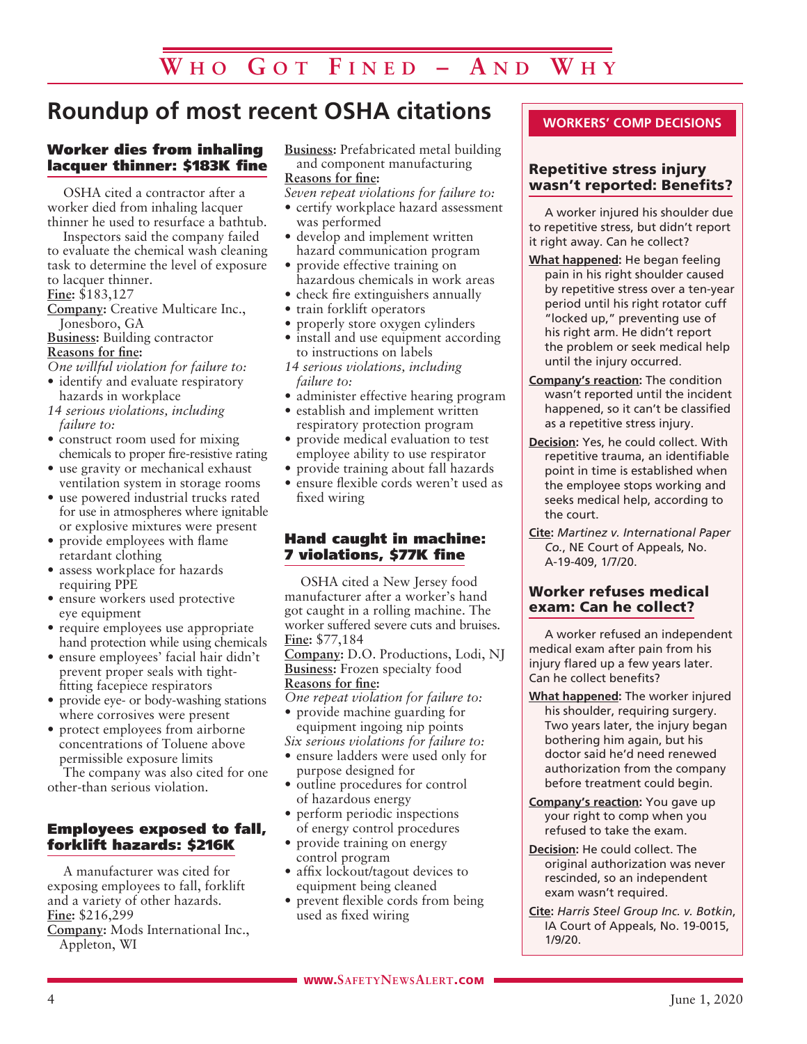# Roundup of most recent OSHA citations

### Worker dies from inhaling lacquer thinner: $183K fine

OSHA cited a contractor after a worker died from inhaling lacquer thinner he used to resurface a bathtub.

Inspectors said the company failed to evaluate the chemical wash cleaning task to determine the level of exposure to lacquer thinner.

**Fine:** $183,127

**Company:** Creative Multicare Inc., Jonesboro, GA

**Business:** Building contractor

**Reasons for fine:**

*One willful violation for failure to:*

- identify and evaluate respiratory hazards in workplace

*14 serious violations, including failure to:*

- construct room used for mixing chemicals to proper fire-resistive rating
- use gravity or mechanical exhaust ventilation system in storage rooms
- use powered industrial trucks rated for use in atmospheres where ignitable or explosive mixtures were present
- provide employees with flame retardant clothing
- assess workplace for hazards requiring PPE
- ensure workers used protective eye equipment
- require employees use appropriate hand protection while using chemicals
- ensure employees' facial hair didn't prevent proper seals with tight-fitting facepiece respirators
- provide eye- or body-washing stations where corrosives were present
- protect employees from airborne concentrations of Toluene above permissible exposure limits

The company was also cited for one other-than serious violation.

### Employees exposed to fall, forklift hazards: $216K

A manufacturer was cited for exposing employees to fall, forklift and a variety of other hazards.

**Fine:** $216,299

**Company:** Mods International Inc., Appleton, WI

**Business:** Prefabricated metal building and component manufacturing

**Reasons for fine:**

*Seven repeat violations for failure to:*

- certify workplace hazard assessment was performed
- develop and implement written hazard communication program
- provide effective training on hazardous chemicals in work areas
- check fire extinguishers annually
- train forklift operators
- properly store oxygen cylinders
- install and use equipment according to instructions on labels

*14 serious violations, including failure to:*

- administer effective hearing program
- establish and implement written respiratory protection program
- provide medical evaluation to test employee ability to use respirator
- provide training about fall hazards
- ensure flexible cords weren't used as fixed wiring

### Hand caught in machine: 7 violations, $77K fine

OSHA cited a New Jersey food manufacturer after a worker's hand got caught in a rolling machine. The worker suffered severe cuts and bruises.

**Fine:** $77,184

**Company:** D.O. Productions, Lodi, NJ

**Business:** Frozen specialty food

**Reasons for fine:**

*One repeat violation for failure to:*

- provide machine guarding for equipment ingoing nip points

*Six serious violations for failure to:*

- ensure ladders were used only for purpose designed for
- outline procedures for control of hazardous energy
- perform periodic inspections of energy control procedures
- provide training on energy control program
- affix lockout/tagout devices to equipment being cleaned
- prevent flexible cords from being used as fixed wiring

## WORKERS' COMP DECISIONS

### Repetitive stress injury wasn't reported: Benefits?

A worker injured his shoulder due to repetitive stress, but didn't report it right away. Can he collect?

**What happened:** He began feeling pain in his right shoulder caused by repetitive stress over a ten-year period until his right rotator cuff "locked up," preventing use of his right arm. He didn't report the problem or seek medical help until the injury occurred.

**Company's reaction:** The condition wasn't reported until the incident happened, so it can't be classified as a repetitive stress injury.

**Decision:** Yes, he could collect. With repetitive trauma, an identifiable point in time is established when the employee stops working and seeks medical help, according to the court.

**Cite:** *Martinez v. International Paper Co.*, NE Court of Appeals, No. A-19-409, 1/7/20.

### Worker refuses medical exam: Can he collect?

A worker refused an independent medical exam after pain from his injury flared up a few years later. Can he collect benefits?

**What happened:** The worker injured his shoulder, requiring surgery. Two years later, the injury began bothering him again, but his doctor said he'd need renewed authorization from the company before treatment could begin.

**Company's reaction:** You gave up your right to comp when you refused to take the exam.

**Decision:** He could collect. The original authorization was never rescinded, so an independent exam wasn't required.

**Cite:** *Harris Steel Group Inc. v. Botkin*, IA Court of Appeals, No. 19-0015, 1/9/20.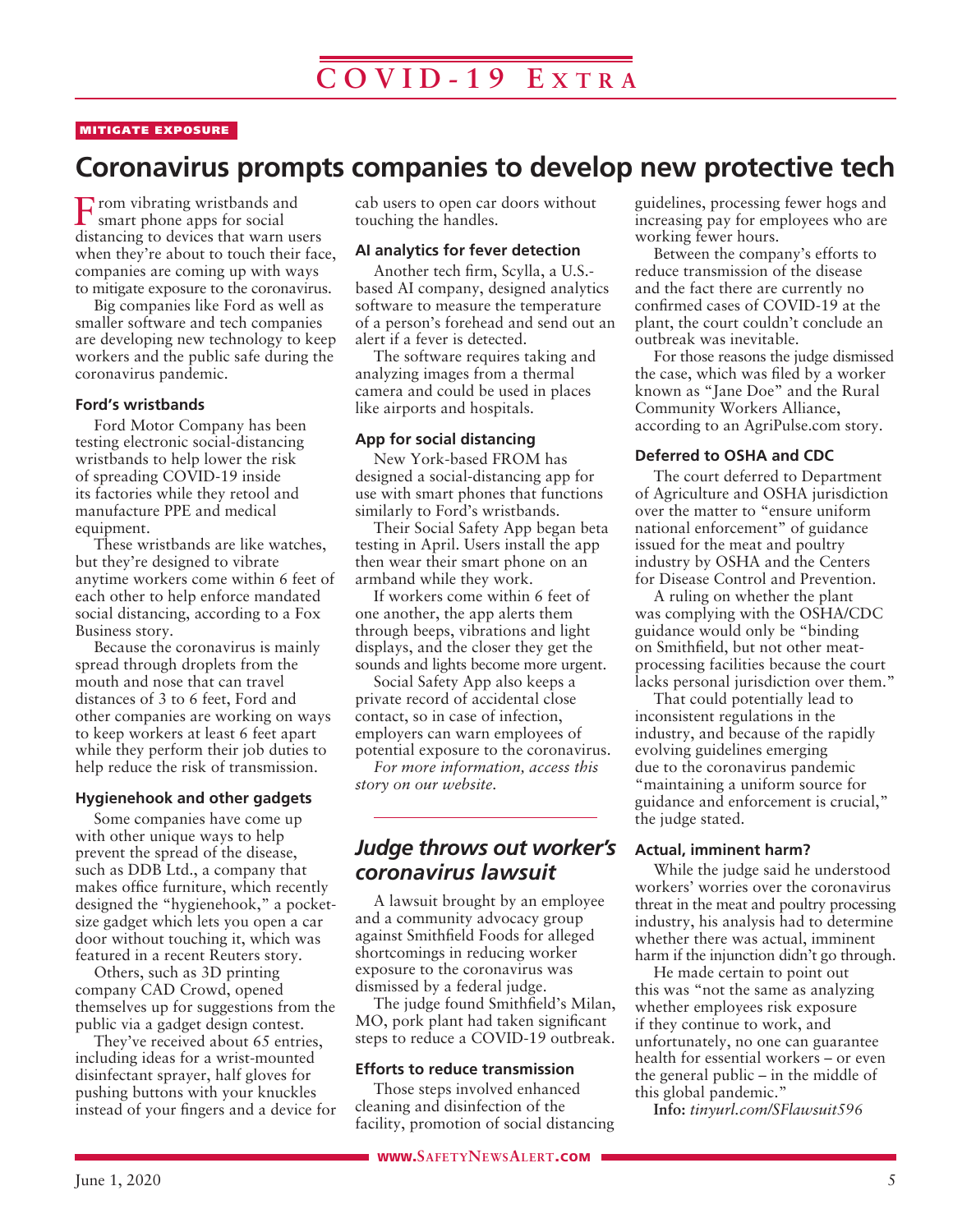MITIGATE EXPOSURE

# Coronavirus prompts companies to develop new protective tech

From vibrating wristbands and smart phone apps for social distancing to devices that warn users when they're about to touch their face, companies are coming up with ways to mitigate exposure to the coronavirus.

Big companies like Ford as well as smaller software and tech companies are developing new technology to keep workers and the public safe during the coronavirus pandemic.

### Ford's wristbands

Ford Motor Company has been testing electronic social-distancing wristbands to help lower the risk of spreading COVID-19 inside its factories while they retool and manufacture PPE and medical equipment.

These wristbands are like watches, but they're designed to vibrate anytime workers come within 6 feet of each other to help enforce mandated social distancing, according to a Fox Business story.

Because the coronavirus is mainly spread through droplets from the mouth and nose that can travel distances of 3 to 6 feet, Ford and other companies are working on ways to keep workers at least 6 feet apart while they perform their job duties to help reduce the risk of transmission.

### Hygienehook and other gadgets

Some companies have come up with other unique ways to help prevent the spread of the disease, such as DDB Ltd., a company that makes office furniture, which recently designed the "hygienehook," a pocket-size gadget which lets you open a car door without touching it, which was featured in a recent Reuters story.

Others, such as 3D printing company CAD Crowd, opened themselves up for suggestions from the public via a gadget design contest.

They've received about 65 entries, including ideas for a wrist-mounted disinfectant sprayer, half gloves for pushing buttons with your knuckles instead of your fingers and a device for cab users to open car doors without touching the handles.

### AI analytics for fever detection

Another tech firm, Scylla, a U.S.-based AI company, designed analytics software to measure the temperature of a person's forehead and send out an alert if a fever is detected.

The software requires taking and analyzing images from a thermal camera and could be used in places like airports and hospitals.

### App for social distancing

New York-based FROM has designed a social-distancing app for use with smart phones that functions similarly to Ford's wristbands.

Their Social Safety App began beta testing in April. Users install the app then wear their smart phone on an armband while they work.

If workers come within 6 feet of one another, the app alerts them through beeps, vibrations and light displays, and the closer they get the sounds and lights become more urgent.

Social Safety App also keeps a private record of accidental close contact, so in case of infection, employers can warn employees of potential exposure to the coronavirus.

*For more information, access this story on our website.*

---

## *Judge throws out worker's coronavirus lawsuit*

A lawsuit brought by an employee and a community advocacy group against Smithfield Foods for alleged shortcomings in reducing worker exposure to the coronavirus was dismissed by a federal judge.

The judge found Smithfield's Milan, MO, pork plant had taken significant steps to reduce a COVID-19 outbreak.

### Efforts to reduce transmission

Those steps involved enhanced cleaning and disinfection of the facility, promotion of social distancing guidelines, processing fewer hogs and increasing pay for employees who are working fewer hours.

Between the company's efforts to reduce transmission of the disease and the fact there are currently no confirmed cases of COVID-19 at the plant, the court couldn't conclude an outbreak was inevitable.

For those reasons the judge dismissed the case, which was filed by a worker known as "Jane Doe" and the Rural Community Workers Alliance, according to an AgriPulse.com story.

### Deferred to OSHA and CDC

The court deferred to Department of Agriculture and OSHA jurisdiction over the matter to "ensure uniform national enforcement" of guidance issued for the meat and poultry industry by OSHA and the Centers for Disease Control and Prevention.

A ruling on whether the plant was complying with the OSHA/CDC guidance would only be "binding on Smithfield, but not other meat-processing facilities because the court lacks personal jurisdiction over them."

That could potentially lead to inconsistent regulations in the industry, and because of the rapidly evolving guidelines emerging due to the coronavirus pandemic "maintaining a uniform source for guidance and enforcement is crucial," the judge stated.

### Actual, imminent harm?

While the judge said he understood workers' worries over the coronavirus threat in the meat and poultry processing industry, his analysis had to determine whether there was actual, imminent harm if the injunction didn't go through.

He made certain to point out this was "not the same as analyzing whether employees risk exposure if they continue to work, and unfortunately, no one can guarantee health for essential workers – or even the general public – in the middle of this global pandemic."

**Info:** *tinyurl.com/SFlawsuit596*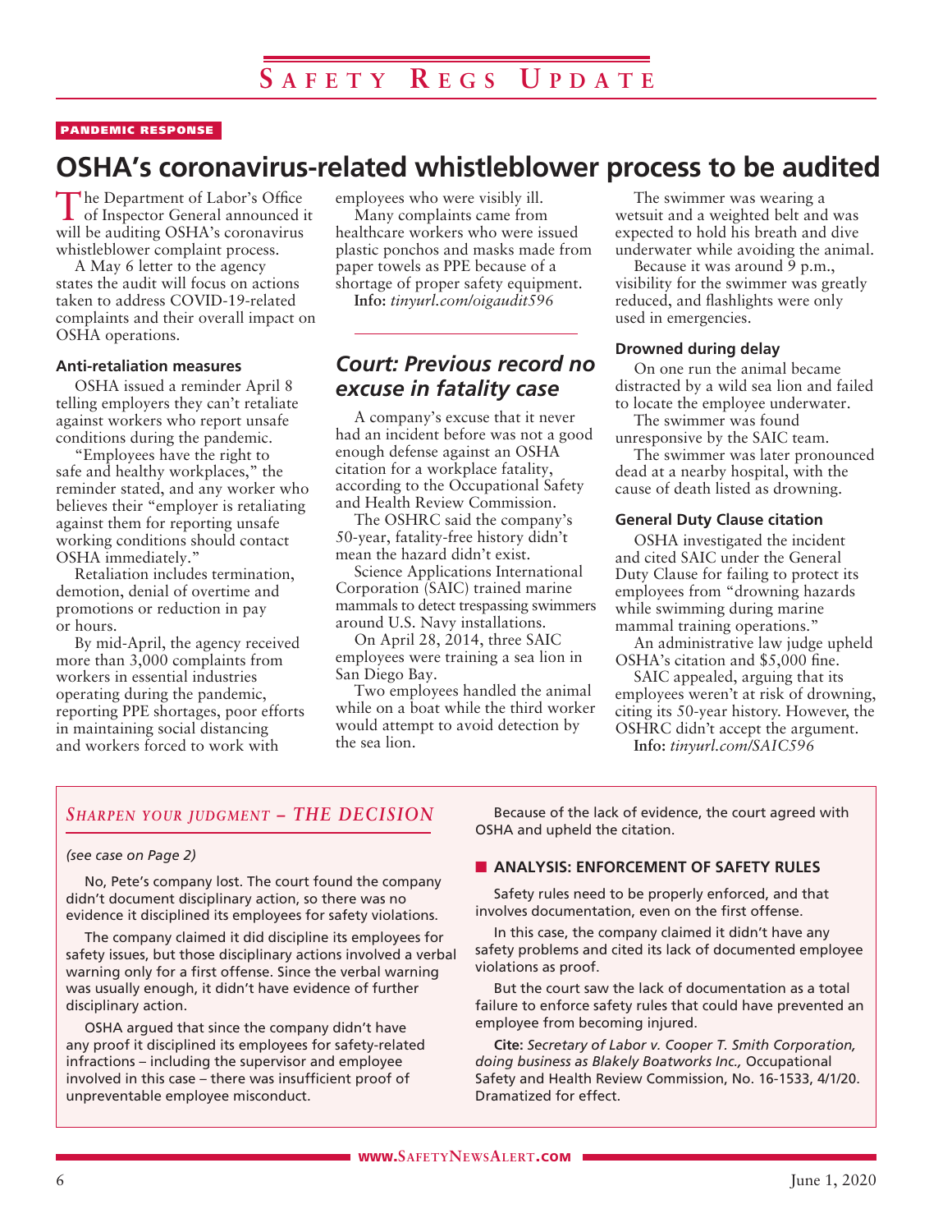# SAFETY REGS UPDATE

**PANDEMIC RESPONSE**

## OSHA's coronavirus-related whistleblower process to be audited

The Department of Labor's Office of Inspector General announced it will be auditing OSHA's coronavirus whistleblower complaint process.

A May 6 letter to the agency states the audit will focus on actions taken to address COVID-19-related complaints and their overall impact on OSHA operations.

### Anti-retaliation measures

OSHA issued a reminder April 8 telling employers they can't retaliate against workers who report unsafe conditions during the pandemic.

"Employees have the right to safe and healthy workplaces," the reminder stated, and any worker who believes their "employer is retaliating against them for reporting unsafe working conditions should contact OSHA immediately."

Retaliation includes termination, demotion, denial of overtime and promotions or reduction in pay or hours.

By mid-April, the agency received more than 3,000 complaints from workers in essential industries operating during the pandemic, reporting PPE shortages, poor efforts in maintaining social distancing and workers forced to work with employees who were visibly ill.

Many complaints came from healthcare workers who were issued plastic ponchos and masks made from paper towels as PPE because of a shortage of proper safety equipment.

**Info:** *tinyurl.com/oigaudit596*

## *Court: Previous record no excuse in fatality case*

A company's excuse that it never had an incident before was not a good enough defense against an OSHA citation for a workplace fatality, according to the Occupational Safety and Health Review Commission.

The OSHRC said the company's 50-year, fatality-free history didn't mean the hazard didn't exist.

Science Applications International Corporation (SAIC) trained marine mammals to detect trespassing swimmers around U.S. Navy installations.

On April 28, 2014, three SAIC employees were training a sea lion in San Diego Bay.

Two employees handled the animal while on a boat while the third worker would attempt to avoid detection by the sea lion.

The swimmer was wearing a wetsuit and a weighted belt and was expected to hold his breath and dive underwater while avoiding the animal.

Because it was around 9 p.m., visibility for the swimmer was greatly reduced, and flashlights were only used in emergencies.

### Drowned during delay

On one run the animal became distracted by a wild sea lion and failed to locate the employee underwater.

The swimmer was found unresponsive by the SAIC team.

The swimmer was later pronounced dead at a nearby hospital, with the cause of death listed as drowning.

### General Duty Clause citation

OSHA investigated the incident and cited SAIC under the General Duty Clause for failing to protect its employees from "drowning hazards while swimming during marine mammal training operations."

An administrative law judge upheld OSHA's citation and $5,000 fine.

SAIC appealed, arguing that its employees weren't at risk of drowning, citing its 50-year history. However, the OSHRC didn't accept the argument.

**Info:** *tinyurl.com/SAIC596*

---

## *SHARPEN YOUR JUDGMENT – THE DECISION*

*(see case on Page 2)*

No, Pete's company lost. The court found the company didn't document disciplinary action, so there was no evidence it disciplined its employees for safety violations.

The company claimed it did discipline its employees for safety issues, but those disciplinary actions involved a verbal warning only for a first offense. Since the verbal warning was usually enough, it didn't have evidence of further disciplinary action.

OSHA argued that since the company didn't have any proof it disciplined its employees for safety-related infractions – including the supervisor and employee involved in this case – there was insufficient proof of unpreventable employee misconduct.

Because of the lack of evidence, the court agreed with OSHA and upheld the citation.

### ANALYSIS: ENFORCEMENT OF SAFETY RULES

Safety rules need to be properly enforced, and that involves documentation, even on the first offense.

In this case, the company claimed it didn't have any safety problems and cited its lack of documented employee violations as proof.

But the court saw the lack of documentation as a total failure to enforce safety rules that could have prevented an employee from becoming injured.

**Cite:** *Secretary of Labor v. Cooper T. Smith Corporation, doing business as Blakely Boatworks Inc.,* Occupational Safety and Health Review Commission, No. 16-1533, 4/1/20. Dramatized for effect.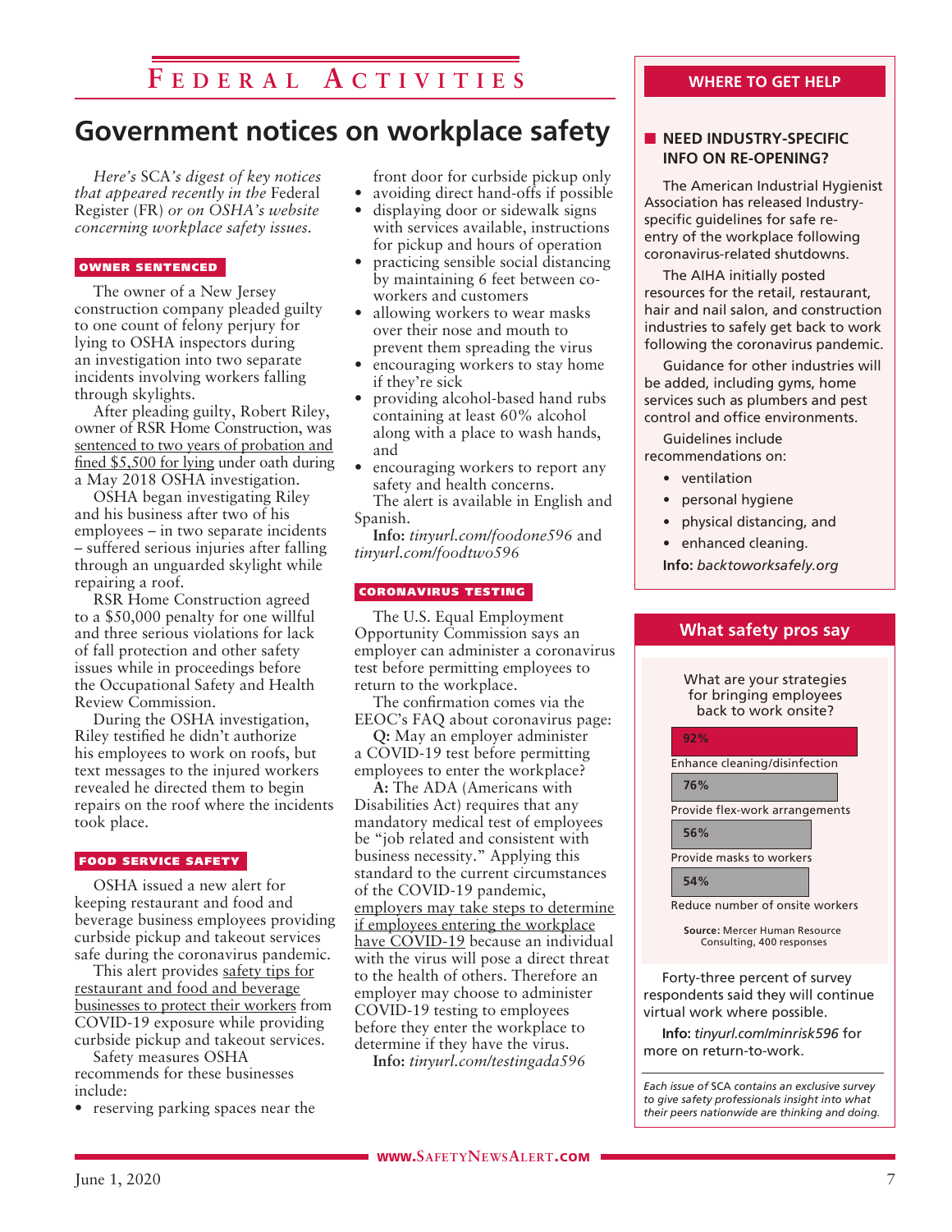# Federal Activities

## Government notices on workplace safety

*Here's SCA's digest of key notices that appeared recently in the Federal Register (FR) or on OSHA's website concerning workplace safety issues.*

### OWNER SENTENCED

The owner of a New Jersey construction company pleaded guilty to one count of felony perjury for lying to OSHA inspectors during an investigation into two separate incidents involving workers falling through skylights.

After pleading guilty, Robert Riley, owner of RSR Home Construction, was sentenced to two years of probation and fined $5,500 for lying under oath during a May 2018 OSHA investigation.

OSHA began investigating Riley and his business after two of his employees – in two separate incidents – suffered serious injuries after falling through an unguarded skylight while repairing a roof.

RSR Home Construction agreed to a $50,000 penalty for one willful and three serious violations for lack of fall protection and other safety issues while in proceedings before the Occupational Safety and Health Review Commission.

During the OSHA investigation, Riley testified he didn't authorize his employees to work on roofs, but text messages to the injured workers revealed he directed them to begin repairs on the roof where the incidents took place.

### FOOD SERVICE SAFETY

OSHA issued a new alert for keeping restaurant and food and beverage business employees providing curbside pickup and takeout services safe during the coronavirus pandemic.

This alert provides safety tips for restaurant and food and beverage businesses to protect their workers from COVID-19 exposure while providing curbside pickup and takeout services.

Safety measures OSHA recommends for these businesses include:

- reserving parking spaces near the front door for curbside pickup only
- avoiding direct hand-offs if possible
- displaying door or sidewalk signs with services available, instructions for pickup and hours of operation
- practicing sensible social distancing by maintaining 6 feet between co-workers and customers
- allowing workers to wear masks over their nose and mouth to prevent them spreading the virus
- encouraging workers to stay home if they're sick
- providing alcohol-based hand rubs containing at least 60% alcohol along with a place to wash hands, and
- encouraging workers to report any safety and health concerns.

The alert is available in English and Spanish.

**Info:** *tinyurl.com/foodone596* and *tinyurl.com/foodtwo596*

### CORONAVIRUS TESTING

The U.S. Equal Employment Opportunity Commission says an employer can administer a coronavirus test before permitting employees to return to the workplace.

The confirmation comes via the EEOC's FAQ about coronavirus page:

**Q:** May an employer administer a COVID-19 test before permitting employees to enter the workplace?

**A:** The ADA (Americans with Disabilities Act) requires that any mandatory medical test of employees be "job related and consistent with business necessity." Applying this standard to the current circumstances of the COVID-19 pandemic, employers may take steps to determine if employees entering the workplace have COVID-19 because an individual with the virus will pose a direct threat to the health of others. Therefore an employer may choose to administer COVID-19 testing to employees before they enter the workplace to determine if they have the virus.

**Info:** *tinyurl.com/testingada596*

---

### WHERE TO GET HELP

**NEED INDUSTRY-SPECIFIC INFO ON RE-OPENING?**

The American Industrial Hygienist Association has released Industry-specific guidelines for safe re-entry of the workplace following coronavirus-related shutdowns.

The AIHA initially posted resources for the retail, restaurant, hair and nail salon, and construction industries to safely get back to work following the coronavirus pandemic.

Guidance for other industries will be added, including gyms, home services such as plumbers and pest control and office environments.

Guidelines include recommendations on:

- ventilation
- personal hygiene
- physical distancing, and
- enhanced cleaning.

**Info:** *backtoworksafely.org*

---

### What safety pros say

What are your strategies for bringing employees back to work onsite?

| Strategy | Percent |
|---|---|
| Enhance cleaning/disinfection | 92% |
| Provide flex-work arrangements | 76% |
| Provide masks to workers | 56% |
| Reduce number of onsite workers | 54% |

**Source:** Mercer Human Resource Consulting, 400 responses

Forty-three percent of survey respondents said they will continue virtual work where possible.

**Info:** *tinyurl.com/minrisk596* for more on return-to-work.

*Each issue of SCA contains an exclusive survey to give safety professionals insight into what their peers nationwide are thinking and doing.*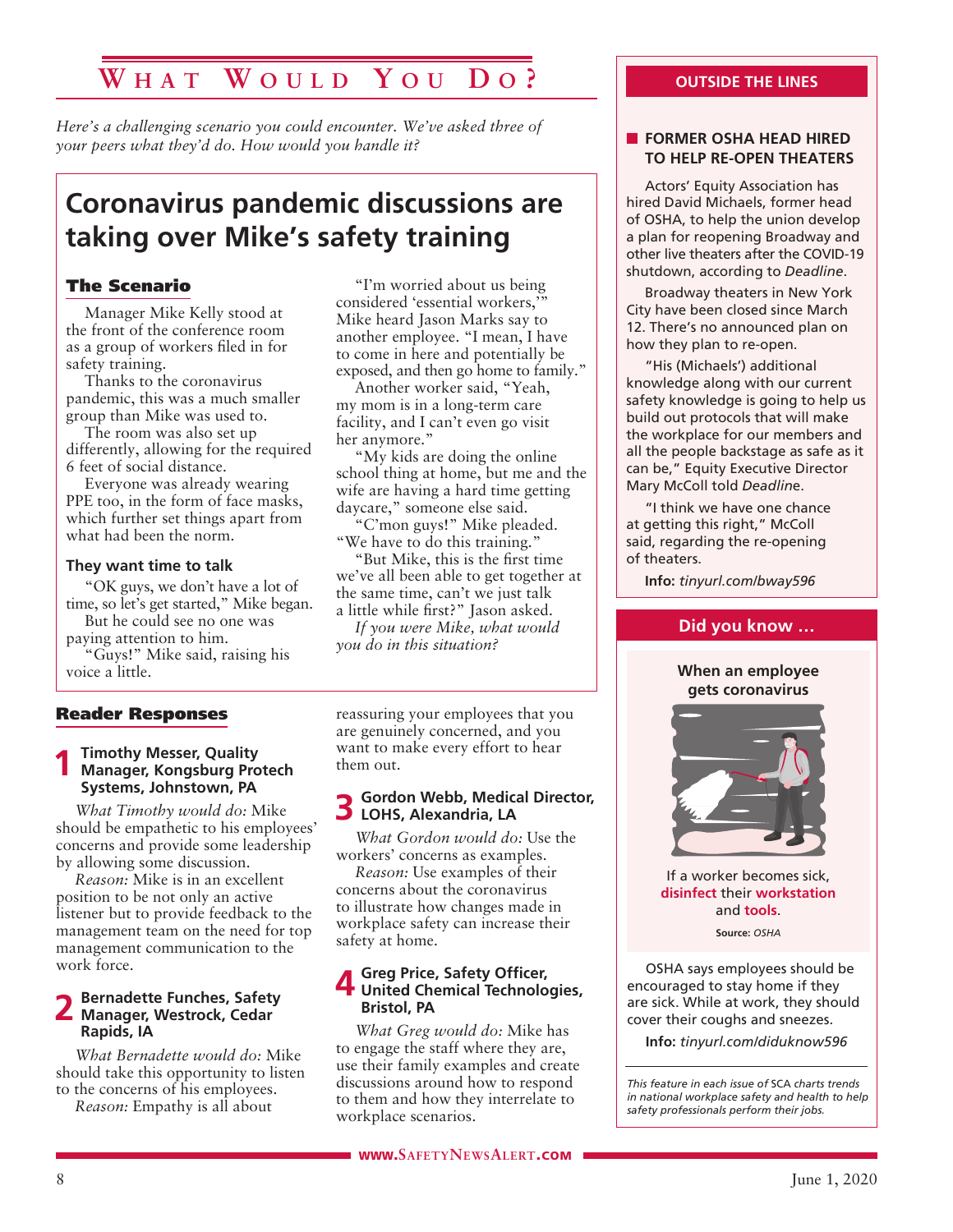# What Would You Do?

*Here's a challenging scenario you could encounter. We've asked three of your peers what they'd do. How would you handle it?*

## Coronavirus pandemic discussions are taking over Mike's safety training

### The Scenario

Manager Mike Kelly stood at the front of the conference room as a group of workers filed in for safety training.

Thanks to the coronavirus pandemic, this was a much smaller group than Mike was used to.

The room was also set up differently, allowing for the required 6 feet of social distance.

Everyone was already wearing PPE too, in the form of face masks, which further set things apart from what had been the norm.

**They want time to talk**

"OK guys, we don't have a lot of time, so let's get started," Mike began.

But he could see no one was paying attention to him.

"Guys!" Mike said, raising his voice a little.

"I'm worried about us being considered 'essential workers,'" Mike heard Jason Marks say to another employee. "I mean, I have to come in here and potentially be exposed, and then go home to family."

Another worker said, "Yeah, my mom is in a long-term care facility, and I can't even go visit her anymore."

"My kids are doing the online school thing at home, but me and the wife are having a hard time getting daycare," someone else said.

"C'mon guys!" Mike pleaded. "We have to do this training."

"But Mike, this is the first time we've all been able to get together at the same time, can't we just talk a little while first?" Jason asked.

*If you were Mike, what would you do in this situation?*

### Reader Responses

**1 Timothy Messer, Quality Manager, Kongsburg Protech Systems, Johnstown, PA**

*What Timothy would do:* Mike should be empathetic to his employees' concerns and provide some leadership by allowing some discussion.

*Reason:* Mike is in an excellent position to be not only an active listener but to provide feedback to the management team on the need for top management communication to the work force.

**2 Bernadette Funches, Safety Manager, Westrock, Cedar Rapids, IA**

*What Bernadette would do:* Mike should take this opportunity to listen to the concerns of his employees.

*Reason:* Empathy is all about reassuring your employees that you are genuinely concerned, and you want to make every effort to hear them out.

**3 Gordon Webb, Medical Director, LOHS, Alexandria, LA**

*What Gordon would do:* Use the workers' concerns as examples.

*Reason:* Use examples of their concerns about the coronavirus to illustrate how changes made in workplace safety can increase their safety at home.

**4 Greg Price, Safety Officer, United Chemical Technologies, Bristol, PA**

*What Greg would do:* Mike has to engage the staff where they are, use their family examples and create discussions around how to respond to them and how they interrelate to workplace scenarios.

---

## OUTSIDE THE LINES

### FORMER OSHA HEAD HIRED TO HELP RE-OPEN THEATERS

Actors' Equity Association has hired David Michaels, former head of OSHA, to help the union develop a plan for reopening Broadway and other live theaters after the COVID-19 shutdown, according to *Deadline*.

Broadway theaters in New York City have been closed since March 12. There's no announced plan on how they plan to re-open.

"His (Michaels') additional knowledge along with our current safety knowledge is going to help us build out protocols that will make the workplace for our members and all the people backstage as safe as it can be," Equity Executive Director Mary McColl told *Deadline*.

"I think we have one chance at getting this right," McColl said, regarding the re-opening of theaters.

**Info:** *tinyurl.com/bway596*

## Did you know …

**When an employee gets coronavirus**

If a worker becomes sick, **disinfect** their **workstation** and **tools**.

**Source:** *OSHA*

OSHA says employees should be encouraged to stay home if they are sick. While at work, they should cover their coughs and sneezes.

**Info:** *tinyurl.com/diduknow596*

*This feature in each issue of SCA charts trends in national workplace safety and health to help safety professionals perform their jobs.*